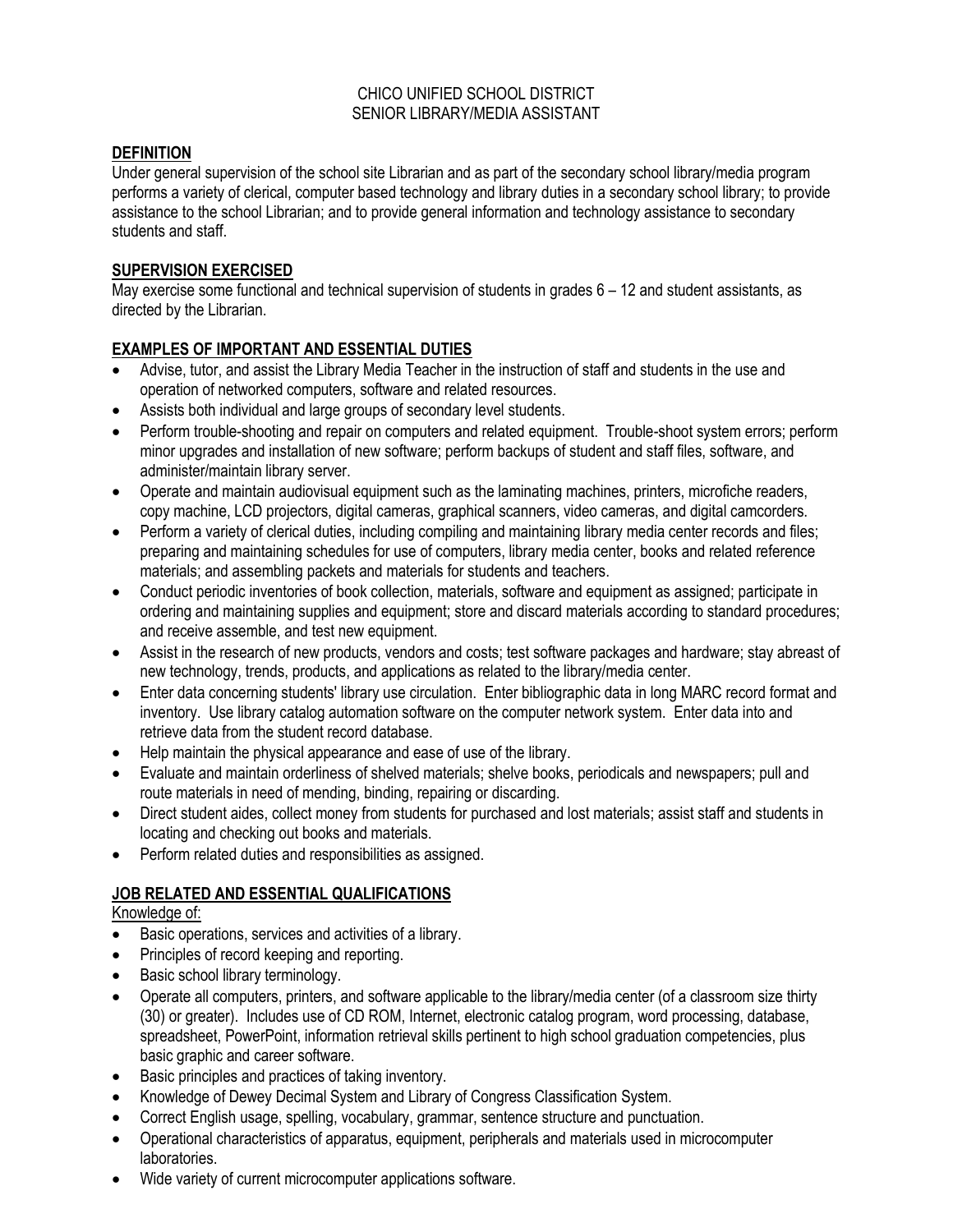CHICO UNIFIED SCHOOL DISTRICT
SENIOR LIBRARY/MEDIA ASSISTANT

## DEFINITION

Under general supervision of the school site Librarian and as part of the secondary school library/media program performs a variety of clerical, computer based technology and library duties in a secondary school library; to provide assistance to the school Librarian; and to provide general information and technology assistance to secondary students and staff.

## SUPERVISION EXERCISED

May exercise some functional and technical supervision of students in grades 6 – 12 and student assistants, as directed by the Librarian.

## EXAMPLES OF IMPORTANT AND ESSENTIAL DUTIES

- Advise, tutor, and assist the Library Media Teacher in the instruction of staff and students in the use and operation of networked computers, software and related resources.
- Assists both individual and large groups of secondary level students.
- Perform trouble-shooting and repair on computers and related equipment. Trouble-shoot system errors; perform minor upgrades and installation of new software; perform backups of student and staff files, software, and administer/maintain library server.
- Operate and maintain audiovisual equipment such as the laminating machines, printers, microfiche readers, copy machine, LCD projectors, digital cameras, graphical scanners, video cameras, and digital camcorders.
- Perform a variety of clerical duties, including compiling and maintaining library media center records and files; preparing and maintaining schedules for use of computers, library media center, books and related reference materials; and assembling packets and materials for students and teachers.
- Conduct periodic inventories of book collection, materials, software and equipment as assigned; participate in ordering and maintaining supplies and equipment; store and discard materials according to standard procedures; and receive assemble, and test new equipment.
- Assist in the research of new products, vendors and costs; test software packages and hardware; stay abreast of new technology, trends, products, and applications as related to the library/media center.
- Enter data concerning students' library use circulation. Enter bibliographic data in long MARC record format and inventory. Use library catalog automation software on the computer network system. Enter data into and retrieve data from the student record database.
- Help maintain the physical appearance and ease of use of the library.
- Evaluate and maintain orderliness of shelved materials; shelve books, periodicals and newspapers; pull and route materials in need of mending, binding, repairing or discarding.
- Direct student aides, collect money from students for purchased and lost materials; assist staff and students in locating and checking out books and materials.
- Perform related duties and responsibilities as assigned.

## JOB RELATED AND ESSENTIAL QUALIFICATIONS

Knowledge of:

- Basic operations, services and activities of a library.
- Principles of record keeping and reporting.
- Basic school library terminology.
- Operate all computers, printers, and software applicable to the library/media center (of a classroom size thirty (30) or greater). Includes use of CD ROM, Internet, electronic catalog program, word processing, database, spreadsheet, PowerPoint, information retrieval skills pertinent to high school graduation competencies, plus basic graphic and career software.
- Basic principles and practices of taking inventory.
- Knowledge of Dewey Decimal System and Library of Congress Classification System.
- Correct English usage, spelling, vocabulary, grammar, sentence structure and punctuation.
- Operational characteristics of apparatus, equipment, peripherals and materials used in microcomputer laboratories.
- Wide variety of current microcomputer applications software.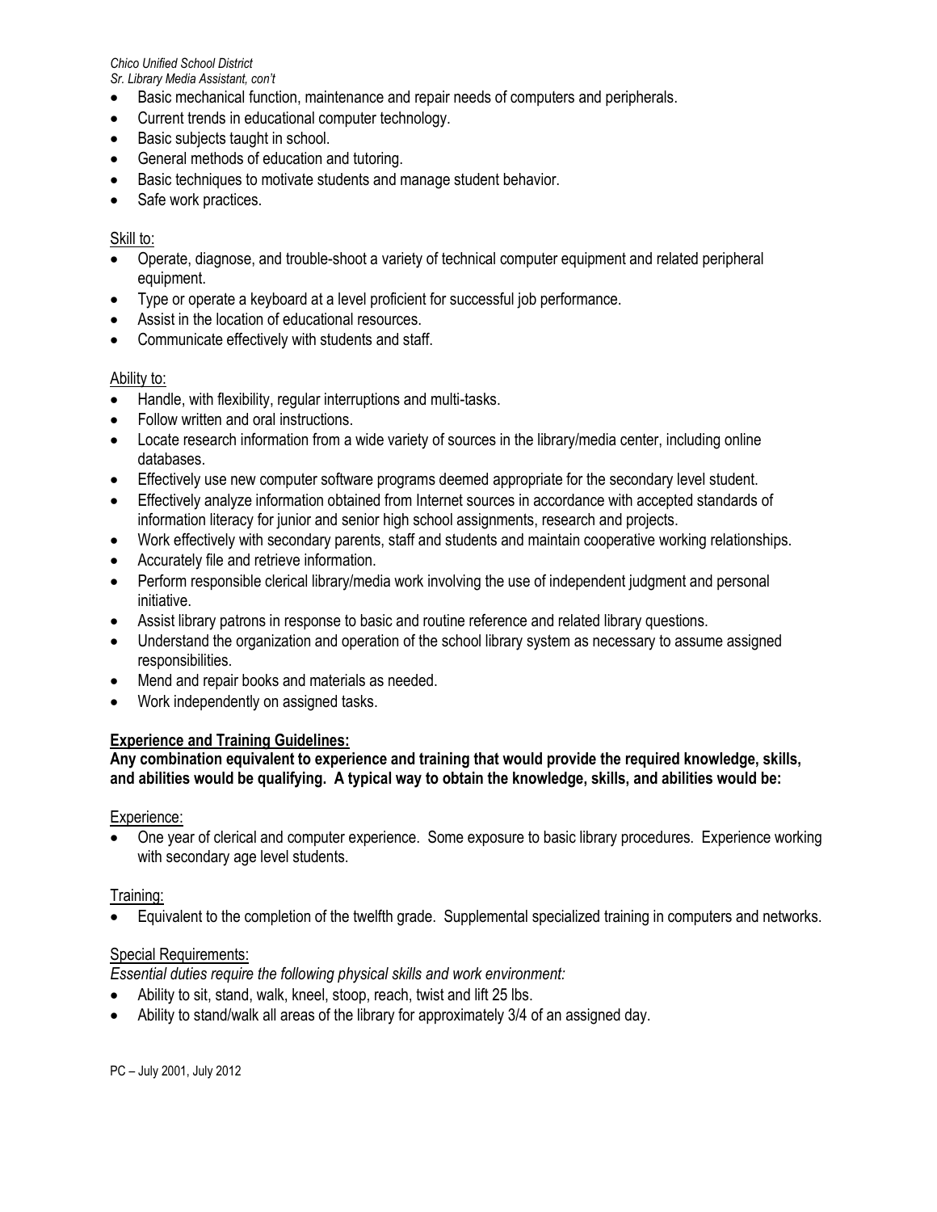- Basic mechanical function, maintenance and repair needs of computers and peripherals.
- Current trends in educational computer technology.
- Basic subjects taught in school.
- General methods of education and tutoring.
- Basic techniques to motivate students and manage student behavior.
- Safe work practices.

Skill to:

- Operate, diagnose, and trouble-shoot a variety of technical computer equipment and related peripheral equipment.
- Type or operate a keyboard at a level proficient for successful job performance.
- Assist in the location of educational resources.
- Communicate effectively with students and staff.

Ability to:

- Handle, with flexibility, regular interruptions and multi-tasks.
- Follow written and oral instructions.
- Locate research information from a wide variety of sources in the library/media center, including online databases.
- Effectively use new computer software programs deemed appropriate for the secondary level student.
- Effectively analyze information obtained from Internet sources in accordance with accepted standards of information literacy for junior and senior high school assignments, research and projects.
- Work effectively with secondary parents, staff and students and maintain cooperative working relationships.
- Accurately file and retrieve information.
- Perform responsible clerical library/media work involving the use of independent judgment and personal initiative.
- Assist library patrons in response to basic and routine reference and related library questions.
- Understand the organization and operation of the school library system as necessary to assume assigned responsibilities.
- Mend and repair books and materials as needed.
- Work independently on assigned tasks.

## Experience and Training Guidelines:

**Any combination equivalent to experience and training that would provide the required knowledge, skills, and abilities would be qualifying. A typical way to obtain the knowledge, skills, and abilities would be:**

Experience:

- One year of clerical and computer experience. Some exposure to basic library procedures. Experience working with secondary age level students.

Training:

- Equivalent to the completion of the twelfth grade. Supplemental specialized training in computers and networks.

Special Requirements:

*Essential duties require the following physical skills and work environment:*

- Ability to sit, stand, walk, kneel, stoop, reach, twist and lift 25 lbs.
- Ability to stand/walk all areas of the library for approximately 3/4 of an assigned day.

PC – July 2001, July 2012